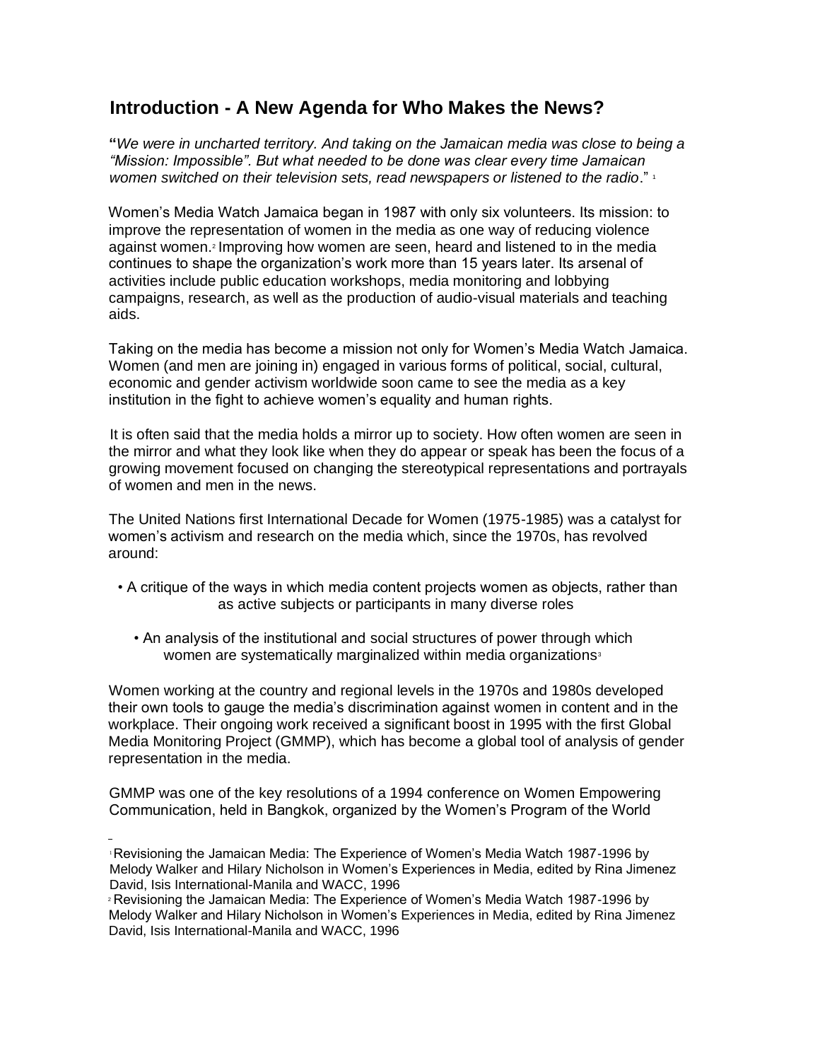## Introduction - A New Agenda for Who Makes the News?

"*We were in uncharted territory. And taking on the Jamaican media was close to being a "Mission: Impossible". But what needed to be done was clear every time Jamaican women switched on their television sets, read newspapers or listened to the radio*." [1]

Women's Media Watch Jamaica began in 1987 with only six volunteers. Its mission: to improve the representation of women in the media as one way of reducing violence against women.[2] Improving how women are seen, heard and listened to in the media continues to shape the organization's work more than 15 years later. Its arsenal of activities include public education workshops, media monitoring and lobbying campaigns, research, as well as the production of audio-visual materials and teaching aids.

Taking on the media has become a mission not only for Women's Media Watch Jamaica. Women (and men are joining in) engaged in various forms of political, social, cultural, economic and gender activism worldwide soon came to see the media as a key institution in the fight to achieve women's equality and human rights.

It is often said that the media holds a mirror up to society. How often women are seen in the mirror and what they look like when they do appear or speak has been the focus of a growing movement focused on changing the stereotypical representations and portrayals of women and men in the news.

The United Nations first International Decade for Women (1975-1985) was a catalyst for women's activism and research on the media which, since the 1970s, has revolved around:

- A critique of the ways in which media content projects women as objects, rather than as active subjects or participants in many diverse roles
- An analysis of the institutional and social structures of power through which women are systematically marginalized within media organizations[3]

Women working at the country and regional levels in the 1970s and 1980s developed their own tools to gauge the media's discrimination against women in content and in the workplace. Their ongoing work received a significant boost in 1995 with the first Global Media Monitoring Project (GMMP), which has become a global tool of analysis of gender representation in the media.

GMMP was one of the key resolutions of a 1994 conference on Women Empowering Communication, held in Bangkok, organized by the Women's Program of the World

---

[1] Revisioning the Jamaican Media: The Experience of Women's Media Watch 1987-1996 by Melody Walker and Hilary Nicholson in Women's Experiences in Media, edited by Rina Jimenez David, Isis International-Manila and WACC, 1996

[2] Revisioning the Jamaican Media: The Experience of Women's Media Watch 1987-1996 by Melody Walker and Hilary Nicholson in Women's Experiences in Media, edited by Rina Jimenez David, Isis International-Manila and WACC, 1996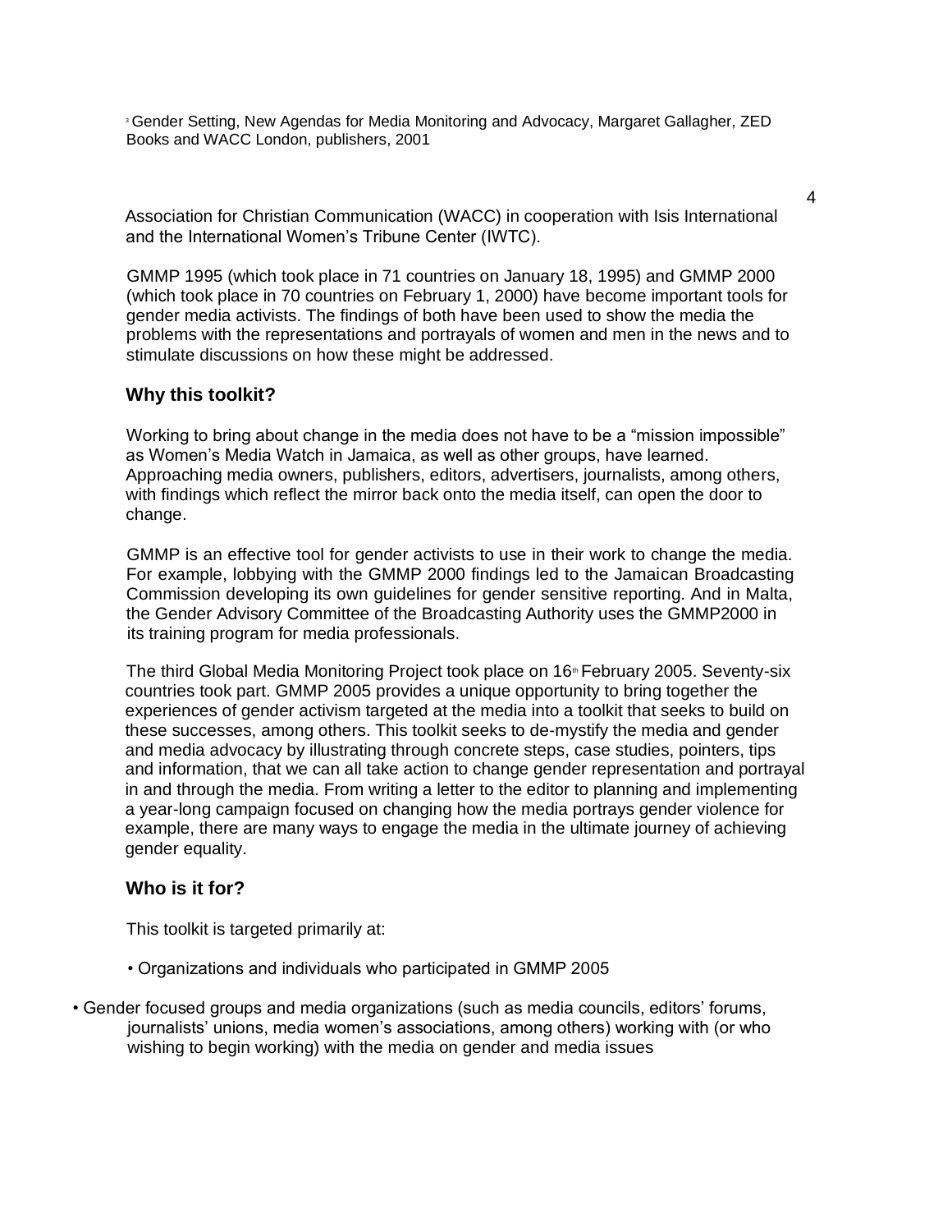[3] Gender Setting, New Agendas for Media Monitoring and Advocacy, Margaret Gallagher, ZED Books and WACC London, publishers, 2001

Association for Christian Communication (WACC) in cooperation with Isis International and the International Women's Tribune Center (IWTC).

GMMP 1995 (which took place in 71 countries on January 18, 1995) and GMMP 2000 (which took place in 70 countries on February 1, 2000) have become important tools for gender media activists. The findings of both have been used to show the media the problems with the representations and portrayals of women and men in the news and to stimulate discussions on how these might be addressed.

### Why this toolkit?

Working to bring about change in the media does not have to be a "mission impossible" as Women's Media Watch in Jamaica, as well as other groups, have learned. Approaching media owners, publishers, editors, advertisers, journalists, among others, with findings which reflect the mirror back onto the media itself, can open the door to change.

GMMP is an effective tool for gender activists to use in their work to change the media. For example, lobbying with the GMMP 2000 findings led to the Jamaican Broadcasting Commission developing its own guidelines for gender sensitive reporting. And in Malta, the Gender Advisory Committee of the Broadcasting Authority uses the GMMP2000 in its training program for media professionals.

The third Global Media Monitoring Project took place on 16th February 2005. Seventy-six countries took part. GMMP 2005 provides a unique opportunity to bring together the experiences of gender activism targeted at the media into a toolkit that seeks to build on these successes, among others. This toolkit seeks to de-mystify the media and gender and media advocacy by illustrating through concrete steps, case studies, pointers, tips and information, that we can all take action to change gender representation and portrayal in and through the media. From writing a letter to the editor to planning and implementing a year-long campaign focused on changing how the media portrays gender violence for example, there are many ways to engage the media in the ultimate journey of achieving gender equality.

### Who is it for?

This toolkit is targeted primarily at:

- Organizations and individuals who participated in GMMP 2005
- Gender focused groups and media organizations (such as media councils, editors' forums, journalists' unions, media women's associations, among others) working with (or who wishing to begin working) with the media on gender and media issues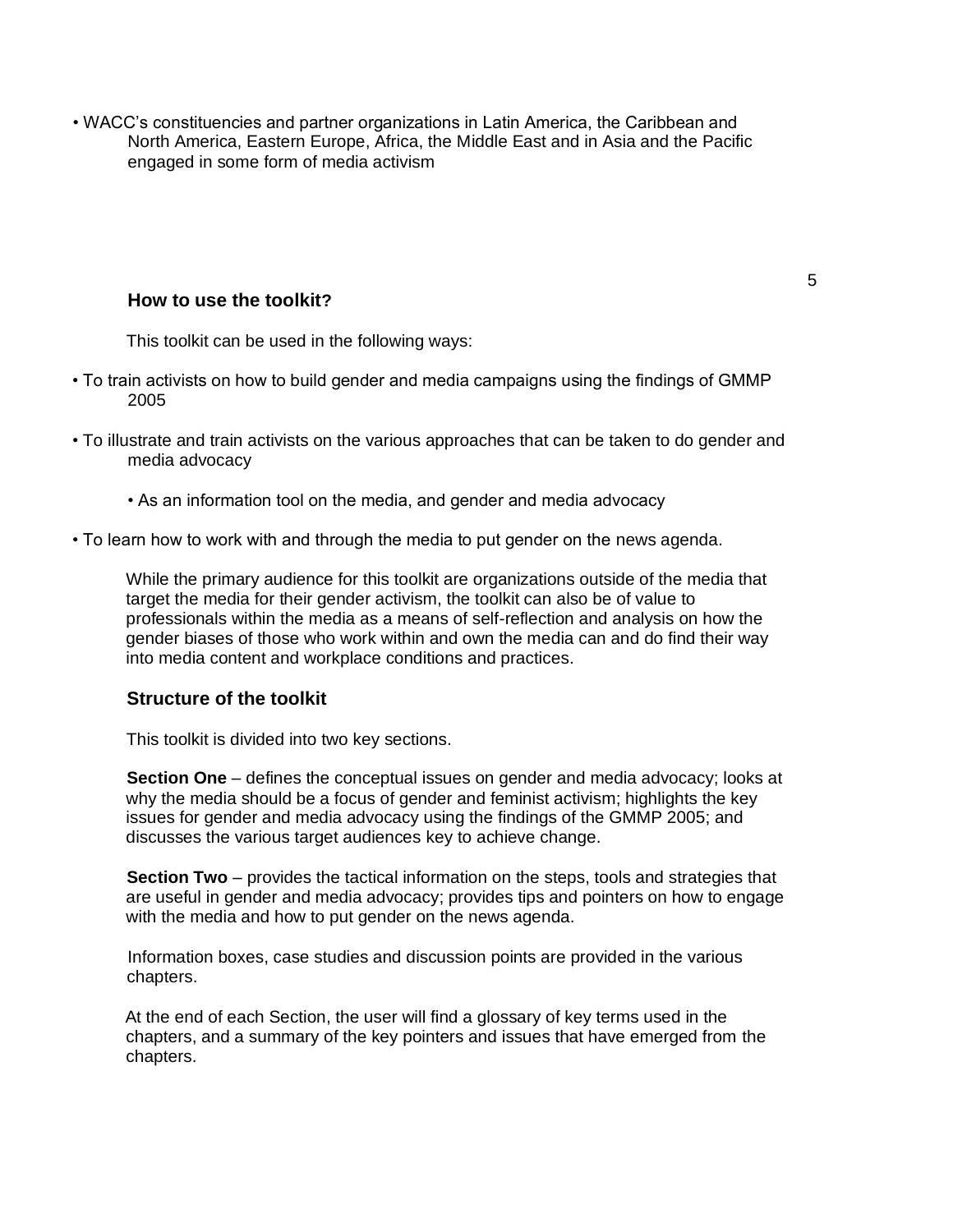- WACC's constituencies and partner organizations in Latin America, the Caribbean and North America, Eastern Europe, Africa, the Middle East and in Asia and the Pacific engaged in some form of media activism

## How to use the toolkit?

This toolkit can be used in the following ways:

- To train activists on how to build gender and media campaigns using the findings of GMMP 2005
- To illustrate and train activists on the various approaches that can be taken to do gender and media advocacy
- As an information tool on the media, and gender and media advocacy
- To learn how to work with and through the media to put gender on the news agenda.

While the primary audience for this toolkit are organizations outside of the media that target the media for their gender activism, the toolkit can also be of value to professionals within the media as a means of self-reflection and analysis on how the gender biases of those who work within and own the media can and do find their way into media content and workplace conditions and practices.

## Structure of the toolkit

This toolkit is divided into two key sections.

**Section One** – defines the conceptual issues on gender and media advocacy; looks at why the media should be a focus of gender and feminist activism; highlights the key issues for gender and media advocacy using the findings of the GMMP 2005; and discusses the various target audiences key to achieve change.

**Section Two** – provides the tactical information on the steps, tools and strategies that are useful in gender and media advocacy; provides tips and pointers on how to engage with the media and how to put gender on the news agenda.

Information boxes, case studies and discussion points are provided in the various chapters.

At the end of each Section, the user will find a glossary of key terms used in the chapters, and a summary of the key pointers and issues that have emerged from the chapters.